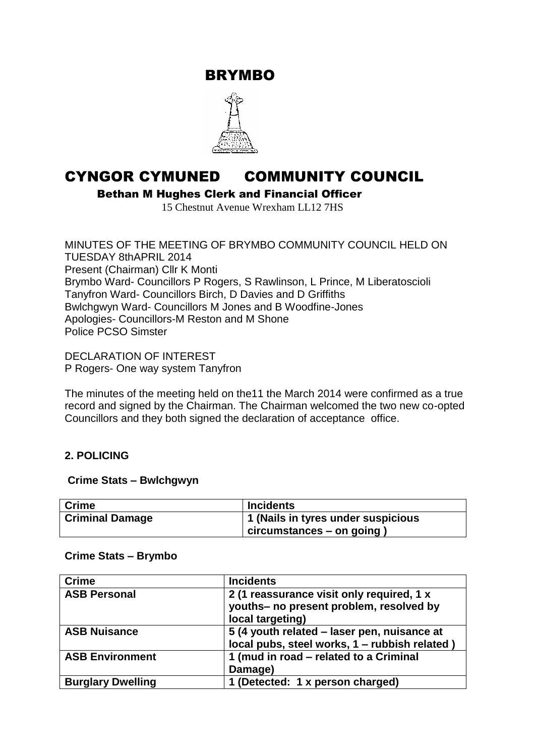# BRYMBO

# CYNGOR CYMUNED COMMUNITY COUNCIL

**Bethan M Hughes Clerk and Financial Officer**

15 Chestnut Avenue Wrexham LL12 7HS

MINUTES OF THE MEETING OF BRYMBO COMMUNITY COUNCIL HELD ON TUESDAY 8thAPRIL 2014
Present (Chairman) Cllr K Monti
Brymbo Ward- Councillors P Rogers, S Rawlinson, L Prince, M Liberatoscioli
Tanyfron Ward- Councillors Birch, D Davies and D Griffiths
Bwlchgwyn Ward- Councillors M Jones and B Woodfine-Jones
Apologies- Councillors-M Reston and M Shone
Police PCSO Simster

DECLARATION OF INTEREST
P Rogers- One way system Tanyfron

The minutes of the meeting held on the11 the March 2014 were confirmed as a true record and signed by the Chairman. The Chairman welcomed the two new co-opted Councillors and they both signed the declaration of acceptance office.

## 2. POLICING

### Crime Stats – Bwlchgwyn

| Crime | Incidents |
|---|---|
| **Criminal Damage** | **1 (Nails in tyres under suspicious circumstances – on going )** |

### Crime Stats – Brymbo

| Crime | Incidents |
|---|---|
| **ASB Personal** | **2 (1 reassurance visit only required, 1 x youths– no present problem, resolved by local targeting)** |
| **ASB Nuisance** | **5 (4 youth related – laser pen, nuisance at local pubs, steel works, 1 – rubbish related )** |
| **ASB Environment** | **1 (mud in road – related to a Criminal Damage)** |
| **Burglary Dwelling** | **1 (Detected: 1 x person charged)** |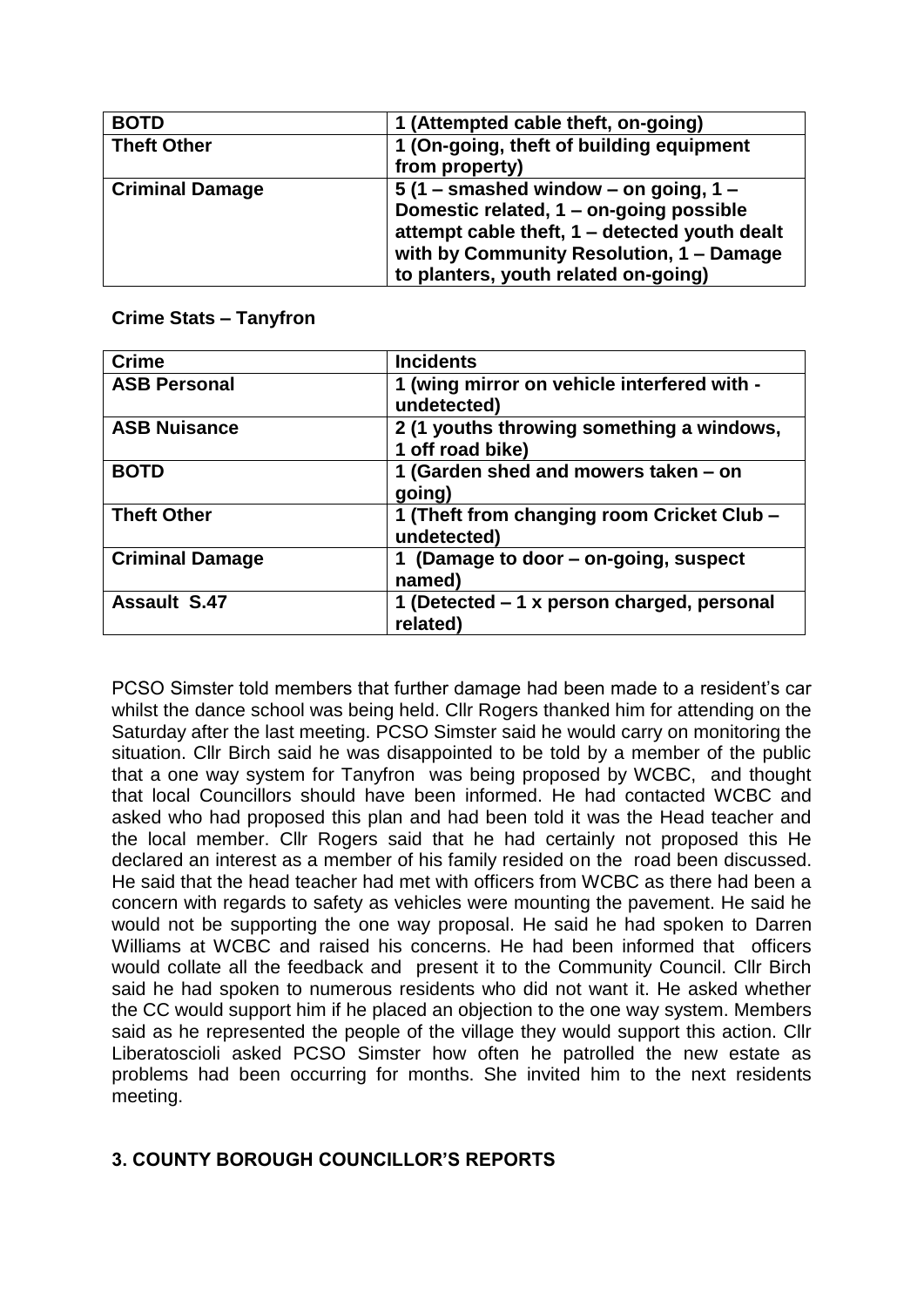| BOTD | 1 (Attempted cable theft, on-going) |
|---|---|
| Theft Other | 1 (On-going, theft of building equipment from property) |
| Criminal Damage | 5 (1 – smashed window – on going, 1 – Domestic related, 1 – on-going possible attempt cable theft, 1 – detected youth dealt with by Community Resolution, 1 – Damage to planters, youth related on-going) |

**Crime Stats – Tanyfron**

| Crime | Incidents |
|---|---|
| ASB Personal | 1 (wing mirror on vehicle interfered with - undetected) |
| ASB Nuisance | 2 (1 youths throwing something a windows, 1 off road bike) |
| BOTD | 1 (Garden shed and mowers taken – on going) |
| Theft Other | 1 (Theft from changing room Cricket Club – undetected) |
| Criminal Damage | 1 (Damage to door – on-going, suspect named) |
| Assault S.47 | 1 (Detected – 1 x person charged, personal related) |

PCSO Simster told members that further damage had been made to a resident's car whilst the dance school was being held. Cllr Rogers thanked him for attending on the Saturday after the last meeting. PCSO Simster said he would carry on monitoring the situation. Cllr Birch said he was disappointed to be told by a member of the public that a one way system for Tanyfron was being proposed by WCBC, and thought that local Councillors should have been informed. He had contacted WCBC and asked who had proposed this plan and had been told it was the Head teacher and the local member. Cllr Rogers said that he had certainly not proposed this He declared an interest as a member of his family resided on the road been discussed. He said that the head teacher had met with officers from WCBC as there had been a concern with regards to safety as vehicles were mounting the pavement. He said he would not be supporting the one way proposal. He said he had spoken to Darren Williams at WCBC and raised his concerns. He had been informed that officers would collate all the feedback and present it to the Community Council. Cllr Birch said he had spoken to numerous residents who did not want it. He asked whether the CC would support him if he placed an objection to the one way system. Members said as he represented the people of the village they would support this action. Cllr Liberatoscioli asked PCSO Simster how often he patrolled the new estate as problems had been occurring for months. She invited him to the next residents meeting.

### 3. COUNTY BOROUGH COUNCILLOR'S REPORTS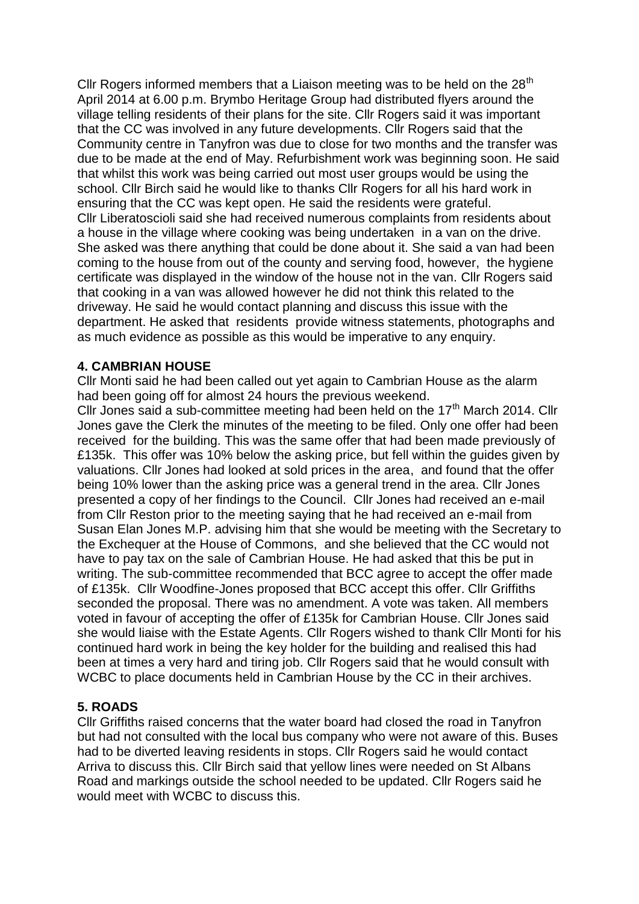Cllr Rogers informed members that a Liaison meeting was to be held on the 28th April 2014 at 6.00 p.m. Brymbo Heritage Group had distributed flyers around the village telling residents of their plans for the site. Cllr Rogers said it was important that the CC was involved in any future developments. Cllr Rogers said that the Community centre in Tanyfron was due to close for two months and the transfer was due to be made at the end of May. Refurbishment work was beginning soon. He said that whilst this work was being carried out most user groups would be using the school. Cllr Birch said he would like to thanks Cllr Rogers for all his hard work in ensuring that the CC was kept open. He said the residents were grateful.
Cllr Liberatoscioli said she had received numerous complaints from residents about a house in the village where cooking was being undertaken in a van on the drive. She asked was there anything that could be done about it. She said a van had been coming to the house from out of the county and serving food, however, the hygiene certificate was displayed in the window of the house not in the van. Cllr Rogers said that cooking in a van was allowed however he did not think this related to the driveway. He said he would contact planning and discuss this issue with the department. He asked that residents provide witness statements, photographs and as much evidence as possible as this would be imperative to any enquiry.

**4. CAMBRIAN HOUSE**

Cllr Monti said he had been called out yet again to Cambrian House as the alarm had been going off for almost 24 hours the previous weekend.
Cllr Jones said a sub-committee meeting had been held on the 17th March 2014. Cllr Jones gave the Clerk the minutes of the meeting to be filed. Only one offer had been received for the building. This was the same offer that had been made previously of £135k. This offer was 10% below the asking price, but fell within the guides given by valuations. Cllr Jones had looked at sold prices in the area, and found that the offer being 10% lower than the asking price was a general trend in the area. Cllr Jones presented a copy of her findings to the Council. Cllr Jones had received an e-mail from Cllr Reston prior to the meeting saying that he had received an e-mail from Susan Elan Jones M.P. advising him that she would be meeting with the Secretary to the Exchequer at the House of Commons, and she believed that the CC would not have to pay tax on the sale of Cambrian House. He had asked that this be put in writing. The sub-committee recommended that BCC agree to accept the offer made of £135k. Cllr Woodfine-Jones proposed that BCC accept this offer. Cllr Griffiths seconded the proposal. There was no amendment. A vote was taken. All members voted in favour of accepting the offer of £135k for Cambrian House. Cllr Jones said she would liaise with the Estate Agents. Cllr Rogers wished to thank Cllr Monti for his continued hard work in being the key holder for the building and realised this had been at times a very hard and tiring job. Cllr Rogers said that he would consult with WCBC to place documents held in Cambrian House by the CC in their archives.

**5. ROADS**

Cllr Griffiths raised concerns that the water board had closed the road in Tanyfron but had not consulted with the local bus company who were not aware of this. Buses had to be diverted leaving residents in stops. Cllr Rogers said he would contact Arriva to discuss this. Cllr Birch said that yellow lines were needed on St Albans Road and markings outside the school needed to be updated. Cllr Rogers said he would meet with WCBC to discuss this.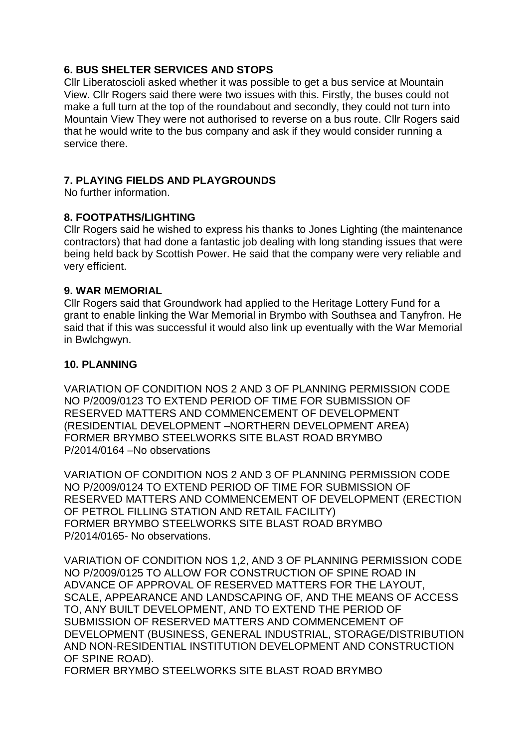## 6. BUS SHELTER SERVICES AND STOPS

Cllr Liberatoscioli asked whether it was possible to get a bus service at Mountain View. Cllr Rogers said there were two issues with this. Firstly, the buses could not make a full turn at the top of the roundabout and secondly, they could not turn into Mountain View They were not authorised to reverse on a bus route. Cllr Rogers said that he would write to the bus company and ask if they would consider running a service there.

## 7. PLAYING FIELDS AND PLAYGROUNDS

No further information.

## 8. FOOTPATHS/LIGHTING

Cllr Rogers said he wished to express his thanks to Jones Lighting (the maintenance contractors) that had done a fantastic job dealing with long standing issues that were being held back by Scottish Power. He said that the company were very reliable and very efficient.

## 9. WAR MEMORIAL

Cllr Rogers said that Groundwork had applied to the Heritage Lottery Fund for a grant to enable linking the War Memorial in Brymbo with Southsea and Tanyfron. He said that if this was successful it would also link up eventually with the War Memorial in Bwlchgwyn.

## 10. PLANNING

VARIATION OF CONDITION NOS 2 AND 3 OF PLANNING PERMISSION CODE NO P/2009/0123 TO EXTEND PERIOD OF TIME FOR SUBMISSION OF RESERVED MATTERS AND COMMENCEMENT OF DEVELOPMENT (RESIDENTIAL DEVELOPMENT –NORTHERN DEVELOPMENT AREA)
FORMER BRYMBO STEELWORKS SITE BLAST ROAD BRYMBO
P/2014/0164 –No observations

VARIATION OF CONDITION NOS 2 AND 3 OF PLANNING PERMISSION CODE NO P/2009/0124 TO EXTEND PERIOD OF TIME FOR SUBMISSION OF RESERVED MATTERS AND COMMENCEMENT OF DEVELOPMENT (ERECTION OF PETROL FILLING STATION AND RETAIL FACILITY)
FORMER BRYMBO STEELWORKS SITE BLAST ROAD BRYMBO
P/2014/0165- No observations.

VARIATION OF CONDITION NOS 1,2, AND 3 OF PLANNING PERMISSION CODE NO P/2009/0125 TO ALLOW FOR CONSTRUCTION OF SPINE ROAD IN ADVANCE OF APPROVAL OF RESERVED MATTERS FOR THE LAYOUT, SCALE, APPEARANCE AND LANDSCAPING OF, AND THE MEANS OF ACCESS TO, ANY BUILT DEVELOPMENT, AND TO EXTEND THE PERIOD OF SUBMISSION OF RESERVED MATTERS AND COMMENCEMENT OF DEVELOPMENT (BUSINESS, GENERAL INDUSTRIAL, STORAGE/DISTRIBUTION AND NON-RESIDENTIAL INSTITUTION DEVELOPMENT AND CONSTRUCTION OF SPINE ROAD).
FORMER BRYMBO STEELWORKS SITE BLAST ROAD BRYMBO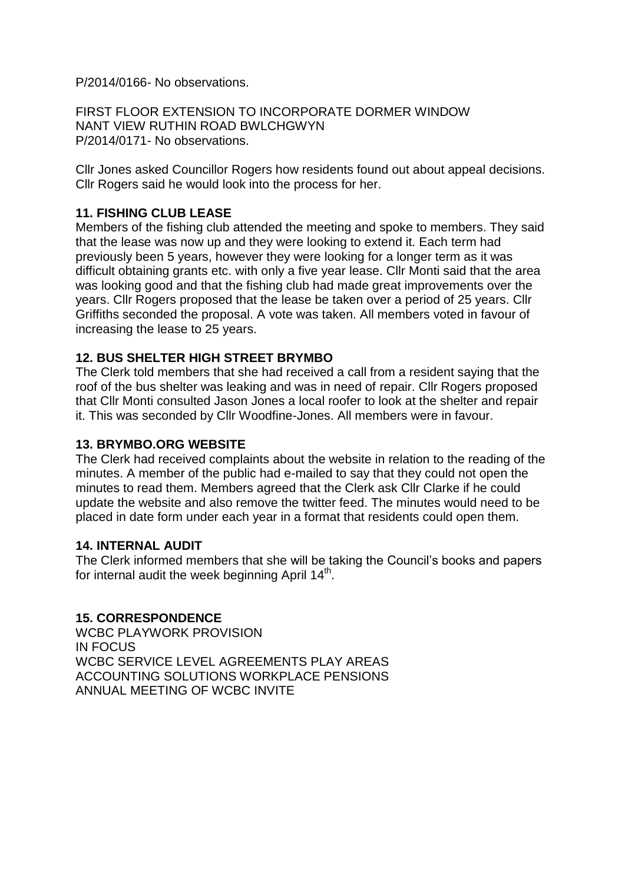P/2014/0166- No observations.

FIRST FLOOR EXTENSION TO INCORPORATE DORMER WINDOW
NANT VIEW RUTHIN ROAD BWLCHGWYN
P/2014/0171- No observations.

Cllr Jones asked Councillor Rogers how residents found out about appeal decisions. Cllr Rogers said he would look into the process for her.

**11. FISHING CLUB LEASE**

Members of the fishing club attended the meeting and spoke to members. They said that the lease was now up and they were looking to extend it. Each term had previously been 5 years, however they were looking for a longer term as it was difficult obtaining grants etc. with only a five year lease. Cllr Monti said that the area was looking good and that the fishing club had made great improvements over the years. Cllr Rogers proposed that the lease be taken over a period of 25 years. Cllr Griffiths seconded the proposal. A vote was taken. All members voted in favour of increasing the lease to 25 years.

**12. BUS SHELTER HIGH STREET BRYMBO**

The Clerk told members that she had received a call from a resident saying that the roof of the bus shelter was leaking and was in need of repair. Cllr Rogers proposed that Cllr Monti consulted Jason Jones a local roofer to look at the shelter and repair it. This was seconded by Cllr Woodfine-Jones. All members were in favour.

**13. BRYMBO.ORG WEBSITE**

The Clerk had received complaints about the website in relation to the reading of the minutes. A member of the public had e-mailed to say that they could not open the minutes to read them. Members agreed that the Clerk ask Cllr Clarke if he could update the website and also remove the twitter feed. The minutes would need to be placed in date form under each year in a format that residents could open them.

**14. INTERNAL AUDIT**

The Clerk informed members that she will be taking the Council's books and papers for internal audit the week beginning April 14th.

**15. CORRESPONDENCE**

WCBC PLAYWORK PROVISION
IN FOCUS
WCBC SERVICE LEVEL AGREEMENTS PLAY AREAS
ACCOUNTING SOLUTIONS WORKPLACE PENSIONS
ANNUAL MEETING OF WCBC INVITE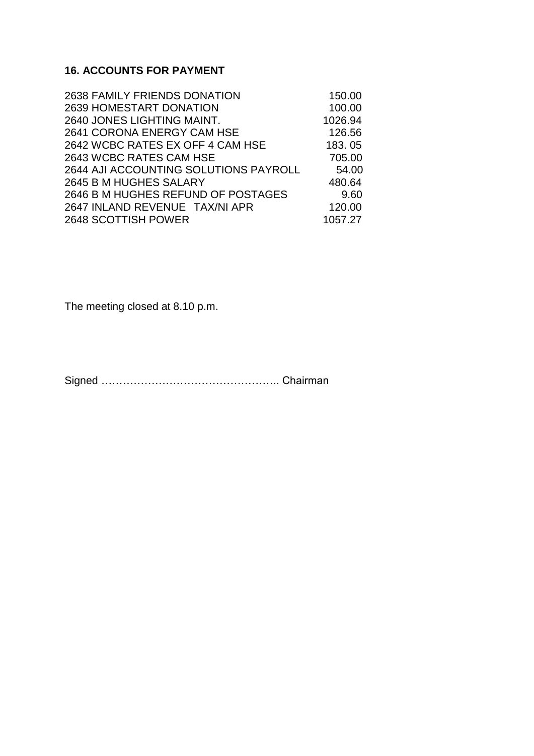### 16. ACCOUNTS FOR PAYMENT

| | |
|---|---|
| 2638 FAMILY FRIENDS DONATION | 150.00 |
| 2639 HOMESTART DONATION | 100.00 |
| 2640 JONES LIGHTING MAINT. | 1026.94 |
| 2641 CORONA ENERGY CAM HSE | 126.56 |
| 2642 WCBC RATES EX OFF 4 CAM HSE | 183. 05 |
| 2643 WCBC RATES CAM HSE | 705.00 |
| 2644 AJI ACCOUNTING SOLUTIONS PAYROLL | 54.00 |
| 2645 B M HUGHES SALARY | 480.64 |
| 2646 B M HUGHES REFUND OF POSTAGES | 9.60 |
| 2647 INLAND REVENUE TAX/NI APR | 120.00 |
| 2648 SCOTTISH POWER | 1057.27 |

The meeting closed at 8.10 p.m.

Signed ………………………………………….. Chairman